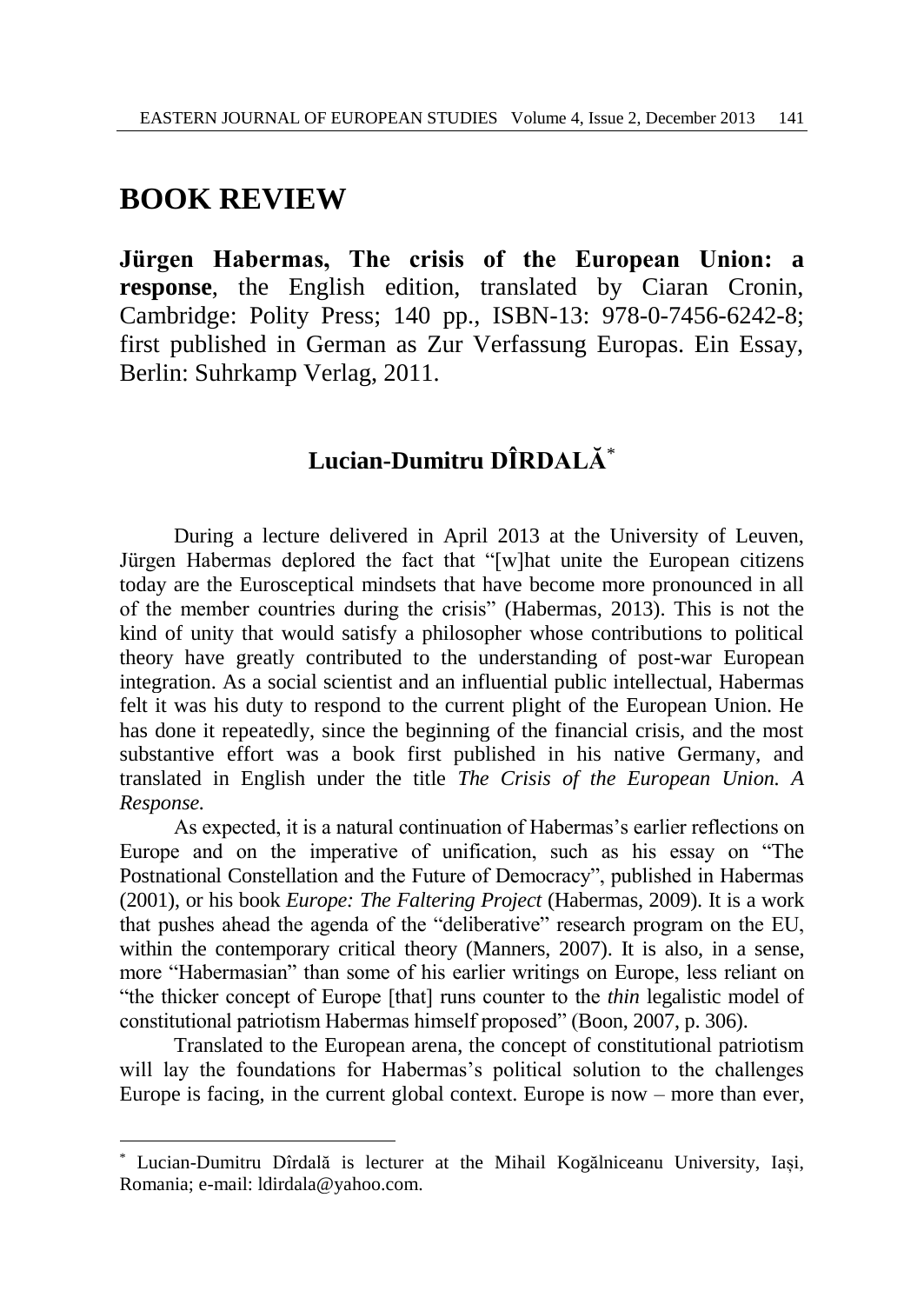# BOOK REVIEW

**Jürgen Habermas, The crisis of the European Union: a response**, the English edition, translated by Ciaran Cronin, Cambridge: Polity Press; 140 pp., ISBN-13: 978-0-7456-6242-8; first published in German as Zur Verfassung Europas. Ein Essay, Berlin: Suhrkamp Verlag, 2011.

## Lucian-Dumitru DÎRDALĂ[*]

During a lecture delivered in April 2013 at the University of Leuven, Jürgen Habermas deplored the fact that "[w]hat unite the European citizens today are the Eurosceptical mindsets that have become more pronounced in all of the member countries during the crisis" (Habermas, 2013). This is not the kind of unity that would satisfy a philosopher whose contributions to political theory have greatly contributed to the understanding of post-war European integration. As a social scientist and an influential public intellectual, Habermas felt it was his duty to respond to the current plight of the European Union. He has done it repeatedly, since the beginning of the financial crisis, and the most substantive effort was a book first published in his native Germany, and translated in English under the title *The Crisis of the European Union. A Response.*

As expected, it is a natural continuation of Habermas's earlier reflections on Europe and on the imperative of unification, such as his essay on "The Postnational Constellation and the Future of Democracy", published in Habermas (2001), or his book *Europe: The Faltering Project* (Habermas, 2009). It is a work that pushes ahead the agenda of the "deliberative" research program on the EU, within the contemporary critical theory (Manners, 2007). It is also, in a sense, more "Habermasian" than some of his earlier writings on Europe, less reliant on "the thicker concept of Europe [that] runs counter to the *thin* legalistic model of constitutional patriotism Habermas himself proposed" (Boon, 2007, p. 306).

Translated to the European arena, the concept of constitutional patriotism will lay the foundations for Habermas's political solution to the challenges Europe is facing, in the current global context. Europe is now – more than ever,

[*] Lucian-Dumitru Dîrdală is lecturer at the Mihail Kogălniceanu University, Iași, Romania; e-mail: ldirdala@yahoo.com.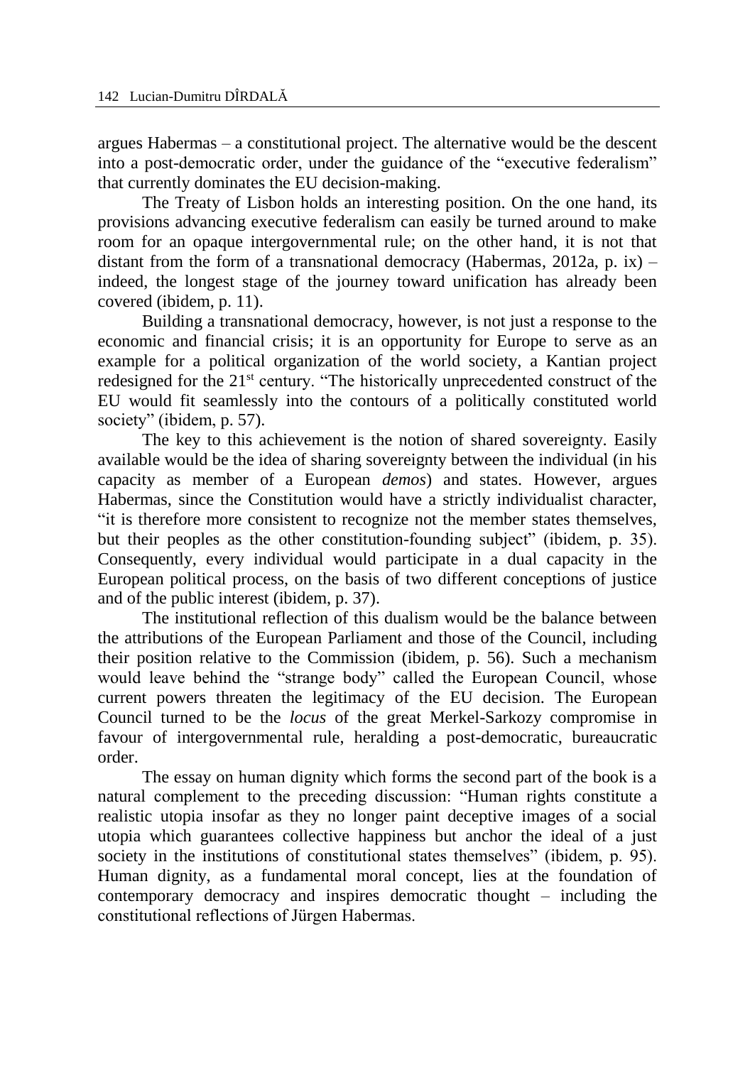argues Habermas – a constitutional project. The alternative would be the descent into a post-democratic order, under the guidance of the "executive federalism" that currently dominates the EU decision-making.

The Treaty of Lisbon holds an interesting position. On the one hand, its provisions advancing executive federalism can easily be turned around to make room for an opaque intergovernmental rule; on the other hand, it is not that distant from the form of a transnational democracy (Habermas, 2012a, p. ix) – indeed, the longest stage of the journey toward unification has already been covered (ibidem, p. 11).

Building a transnational democracy, however, is not just a response to the economic and financial crisis; it is an opportunity for Europe to serve as an example for a political organization of the world society, a Kantian project redesigned for the 21st century. "The historically unprecedented construct of the EU would fit seamlessly into the contours of a politically constituted world society" (ibidem, p. 57).

The key to this achievement is the notion of shared sovereignty. Easily available would be the idea of sharing sovereignty between the individual (in his capacity as member of a European *demos*) and states. However, argues Habermas, since the Constitution would have a strictly individualist character, "it is therefore more consistent to recognize not the member states themselves, but their peoples as the other constitution-founding subject" (ibidem, p. 35). Consequently, every individual would participate in a dual capacity in the European political process, on the basis of two different conceptions of justice and of the public interest (ibidem, p. 37).

The institutional reflection of this dualism would be the balance between the attributions of the European Parliament and those of the Council, including their position relative to the Commission (ibidem, p. 56). Such a mechanism would leave behind the "strange body" called the European Council, whose current powers threaten the legitimacy of the EU decision. The European Council turned to be the *locus* of the great Merkel-Sarkozy compromise in favour of intergovernmental rule, heralding a post-democratic, bureaucratic order.

The essay on human dignity which forms the second part of the book is a natural complement to the preceding discussion: "Human rights constitute a realistic utopia insofar as they no longer paint deceptive images of a social utopia which guarantees collective happiness but anchor the ideal of a just society in the institutions of constitutional states themselves" (ibidem, p. 95). Human dignity, as a fundamental moral concept, lies at the foundation of contemporary democracy and inspires democratic thought – including the constitutional reflections of Jürgen Habermas.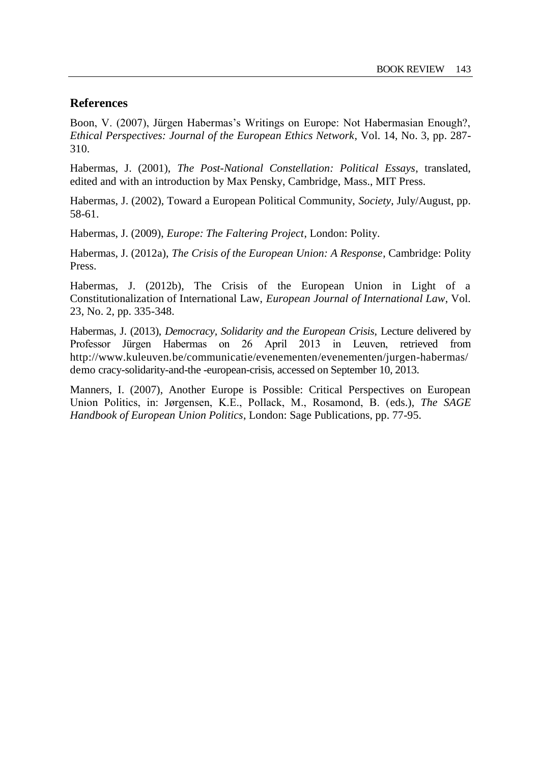## References

Boon, V. (2007), Jürgen Habermas's Writings on Europe: Not Habermasian Enough?, *Ethical Perspectives: Journal of the European Ethics Network*, Vol. 14, No. 3, pp. 287-310.

Habermas, J. (2001), *The Post-National Constellation: Political Essays*, translated, edited and with an introduction by Max Pensky, Cambridge, Mass., MIT Press.

Habermas, J. (2002), Toward a European Political Community, *Society*, July/August, pp. 58-61.

Habermas, J. (2009), *Europe: The Faltering Project*, London: Polity.

Habermas, J. (2012a), *The Crisis of the European Union: A Response*, Cambridge: Polity Press.

Habermas, J. (2012b), The Crisis of the European Union in Light of a Constitutionalization of International Law, *European Journal of International Law*, Vol. 23, No. 2, pp. 335-348.

Habermas, J. (2013), *Democracy, Solidarity and the European Crisis*, Lecture delivered by Professor Jürgen Habermas on 26 April 2013 in Leuven, retrieved from http://www.kuleuven.be/communicatie/evenementen/evenementen/jurgen-habermas/demo cracy-solidarity-and-the -european-crisis, accessed on September 10, 2013.

Manners, I. (2007), Another Europe is Possible: Critical Perspectives on European Union Politics, in: Jørgensen, K.E., Pollack, M., Rosamond, B. (eds.), *The SAGE Handbook of European Union Politics*, London: Sage Publications, pp. 77-95.